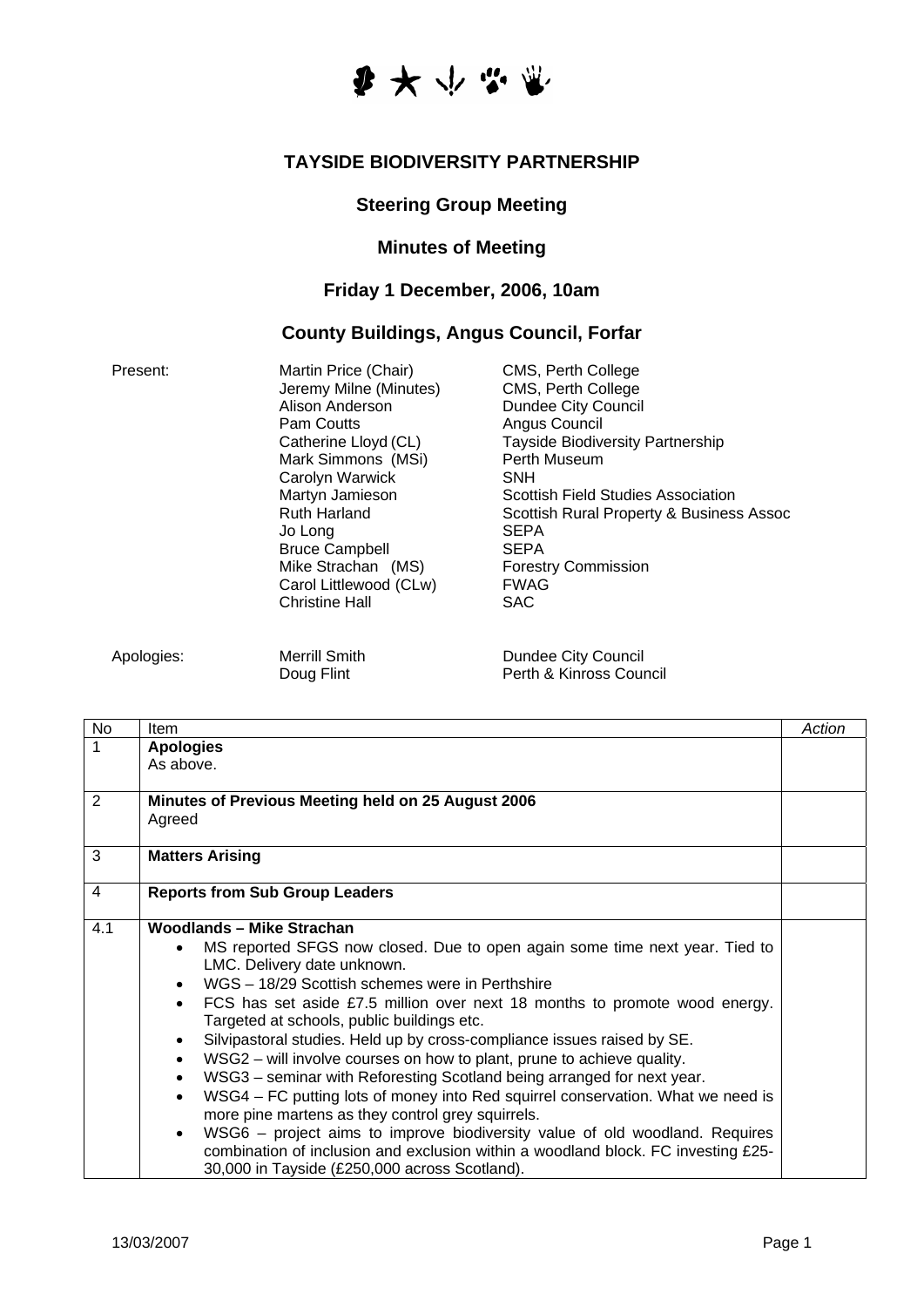# TAYSIDE BIODIVERSITY PARTNERSHIP

## Steering Group Meeting

## Minutes of Meeting

### Friday 1 December, 2006, 10am

### County Buildings, Angus Council, Forfar

| | | |
|---|---|---|
| Present: | Martin Price (Chair) | CMS, Perth College |
| | Jeremy Milne (Minutes) | CMS, Perth College |
| | Alison Anderson | Dundee City Council |
| | Pam Coutts | Angus Council |
| | Catherine Lloyd (CL) | Tayside Biodiversity Partnership |
| | Mark Simmons (MSi) | Perth Museum |
| | Carolyn Warwick | SNH |
| | Martyn Jamieson | Scottish Field Studies Association |
| | Ruth Harland | Scottish Rural Property & Business Assoc |
| | Jo Long | SEPA |
| | Bruce Campbell | SEPA |
| | Mike Strachan (MS) | Forestry Commission |
| | Carol Littlewood (CLw) | FWAG |
| | Christine Hall | SAC |
| Apologies: | Merrill Smith | Dundee City Council |
| | Doug Flint | Perth & Kinross Council |

| No | Item | *Action* |
|---|---|---|
| 1 | **Apologies**<br>As above. | |
| 2 | **Minutes of Previous Meeting held on 25 August 2006**<br>Agreed | |
| 3 | **Matters Arising** | |
| 4 | **Reports from Sub Group Leaders** | |
| 4.1 | **Woodlands – Mike Strachan**<br>• MS reported SFGS now closed. Due to open again some time next year. Tied to LMC. Delivery date unknown.<br>• WGS – 18/29 Scottish schemes were in Perthshire<br>• FCS has set aside £7.5 million over next 18 months to promote wood energy. Targeted at schools, public buildings etc.<br>• Silvipastoral studies. Held up by cross-compliance issues raised by SE.<br>• WSG2 – will involve courses on how to plant, prune to achieve quality.<br>• WSG3 – seminar with Reforesting Scotland being arranged for next year.<br>• WSG4 – FC putting lots of money into Red squirrel conservation. What we need is more pine martens as they control grey squirrels.<br>• WSG6 – project aims to improve biodiversity value of old woodland. Requires combination of inclusion and exclusion within a woodland block. FC investing £25-30,000 in Tayside (£250,000 across Scotland). | |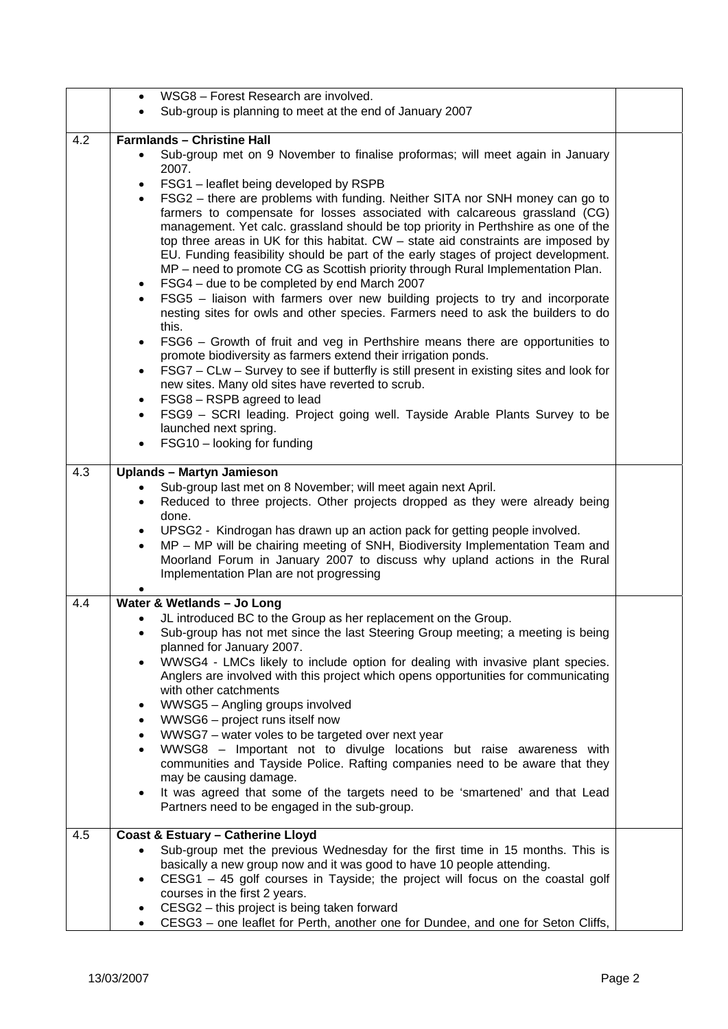| | | |
|---|---|---|
| | • WSG8 – Forest Research are involved.<br>• Sub-group is planning to meet at the end of January 2007 | |
| 4.2 | **Farmlands – Christine Hall**<br>• Sub-group met on 9 November to finalise proformas; will meet again in January 2007.<br>• FSG1 – leaflet being developed by RSPB<br>• FSG2 – there are problems with funding. Neither SITA nor SNH money can go to farmers to compensate for losses associated with calcareous grassland (CG) management. Yet calc. grassland should be top priority in Perthshire as one of the top three areas in UK for this habitat. CW – state aid constraints are imposed by EU. Funding feasibility should be part of the early stages of project development. MP – need to promote CG as Scottish priority through Rural Implementation Plan.<br>• FSG4 – due to be completed by end March 2007<br>• FSG5 – liaison with farmers over new building projects to try and incorporate nesting sites for owls and other species. Farmers need to ask the builders to do this.<br>• FSG6 – Growth of fruit and veg in Perthshire means there are opportunities to promote biodiversity as farmers extend their irrigation ponds.<br>• FSG7 – CLw – Survey to see if butterfly is still present in existing sites and look for new sites. Many old sites have reverted to scrub.<br>• FSG8 – RSPB agreed to lead<br>• FSG9 – SCRI leading. Project going well. Tayside Arable Plants Survey to be launched next spring.<br>• FSG10 – looking for funding | |
| 4.3 | **Uplands – Martyn Jamieson**<br>• Sub-group last met on 8 November; will meet again next April.<br>• Reduced to three projects. Other projects dropped as they were already being done.<br>• UPSG2 - Kindrogan has drawn up an action pack for getting people involved.<br>• MP – MP will be chairing meeting of SNH, Biodiversity Implementation Team and Moorland Forum in January 2007 to discuss why upland actions in the Rural Implementation Plan are not progressing<br>• | |
| 4.4 | **Water & Wetlands – Jo Long**<br>• JL introduced BC to the Group as her replacement on the Group.<br>• Sub-group has not met since the last Steering Group meeting; a meeting is being planned for January 2007.<br>• WWSG4 - LMCs likely to include option for dealing with invasive plant species. Anglers are involved with this project which opens opportunities for communicating with other catchments<br>• WWSG5 – Angling groups involved<br>• WWSG6 – project runs itself now<br>• WWSG7 – water voles to be targeted over next year<br>• WWSG8 – Important not to divulge locations but raise awareness with communities and Tayside Police. Rafting companies need to be aware that they may be causing damage.<br>• It was agreed that some of the targets need to be 'smartened' and that Lead Partners need to be engaged in the sub-group. | |
| 4.5 | **Coast & Estuary – Catherine Lloyd**<br>• Sub-group met the previous Wednesday for the first time in 15 months. This is basically a new group now and it was good to have 10 people attending.<br>• CESG1 – 45 golf courses in Tayside; the project will focus on the coastal golf courses in the first 2 years.<br>• CESG2 – this project is being taken forward<br>• CESG3 – one leaflet for Perth, another one for Dundee, and one for Seton Cliffs, | |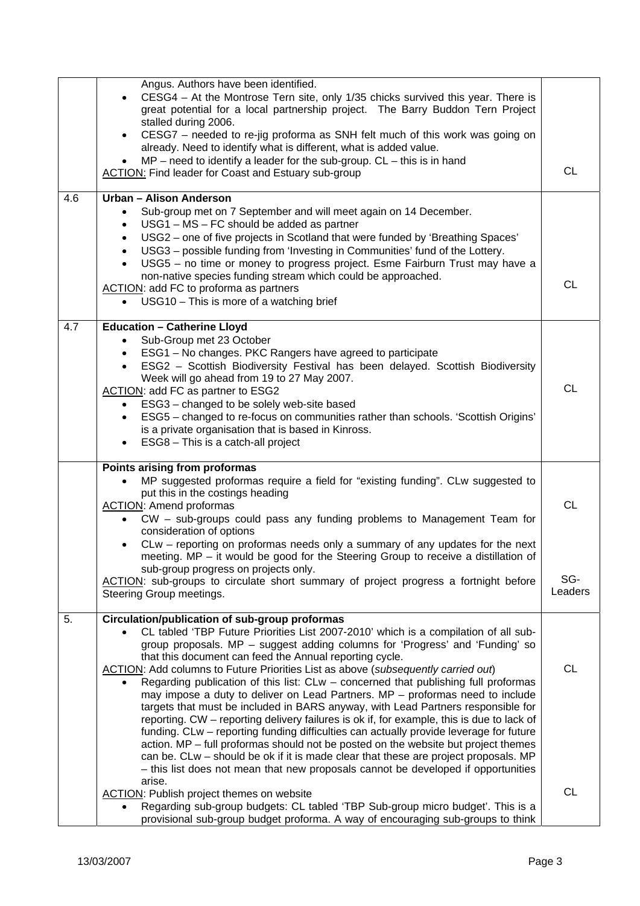| | | |
|---|---|---|
| | Angus. Authors have been identified.<br>• CESG4 – At the Montrose Tern site, only 1/35 chicks survived this year. There is great potential for a local partnership project. The Barry Buddon Tern Project stalled during 2006.<br>• CESG7 – needed to re-jig proforma as SNH felt much of this work was going on already. Need to identify what is different, what is added value.<br>• MP – need to identify a leader for the sub-group. CL – this is in hand<br>ACTION: Find leader for Coast and Estuary sub-group | CL |
| 4.6 | **Urban – Alison Anderson**<br>• Sub-group met on 7 September and will meet again on 14 December.<br>• USG1 – MS – FC should be added as partner<br>• USG2 – one of five projects in Scotland that were funded by 'Breathing Spaces'<br>• USG3 – possible funding from 'Investing in Communities' fund of the Lottery.<br>• USG5 – no time or money to progress project. Esme Fairburn Trust may have a non-native species funding stream which could be approached.<br>ACTION: add FC to proforma as partners<br>• USG10 – This is more of a watching brief | CL |
| 4.7 | **Education – Catherine Lloyd**<br>• Sub-Group met 23 October<br>• ESG1 – No changes. PKC Rangers have agreed to participate<br>• ESG2 – Scottish Biodiversity Festival has been delayed. Scottish Biodiversity Week will go ahead from 19 to 27 May 2007.<br>ACTION: add FC as partner to ESG2<br>• ESG3 – changed to be solely web-site based<br>• ESG5 – changed to re-focus on communities rather than schools. 'Scottish Origins' is a private organisation that is based in Kinross.<br>• ESG8 – This is a catch-all project | CL |
| | **Points arising from proformas**<br>• MP suggested proformas require a field for "existing funding". CLw suggested to put this in the costings heading<br>ACTION: Amend proformas<br>• CW – sub-groups could pass any funding problems to Management Team for consideration of options<br>• CLw – reporting on proformas needs only a summary of any updates for the next meeting. MP – it would be good for the Steering Group to receive a distillation of sub-group progress on projects only.<br>ACTION: sub-groups to circulate short summary of project progress a fortnight before Steering Group meetings. | CL<br><br>SG-Leaders |
| 5. | **Circulation/publication of sub-group proformas**<br>• CL tabled 'TBP Future Priorities List 2007-2010' which is a compilation of all sub-group proposals. MP – suggest adding columns for 'Progress' and 'Funding' so that this document can feed the Annual reporting cycle.<br>ACTION: Add columns to Future Priorities List as above (*subsequently carried out*)<br>• Regarding publication of this list: CLw – concerned that publishing full proformas may impose a duty to deliver on Lead Partners. MP – proformas need to include targets that must be included in BARS anyway, with Lead Partners responsible for reporting. CW – reporting delivery failures is ok if, for example, this is due to lack of funding. CLw – reporting funding difficulties can actually provide leverage for future action. MP – full proformas should not be posted on the website but project themes can be. CLw – should be ok if it is made clear that these are project proposals. MP – this list does not mean that new proposals cannot be developed if opportunities arise.<br>ACTION: Publish project themes on website<br>• Regarding sub-group budgets: CL tabled 'TBP Sub-group micro budget'. This is a provisional sub-group budget proforma. A way of encouraging sub-groups to think | CL<br><br>CL |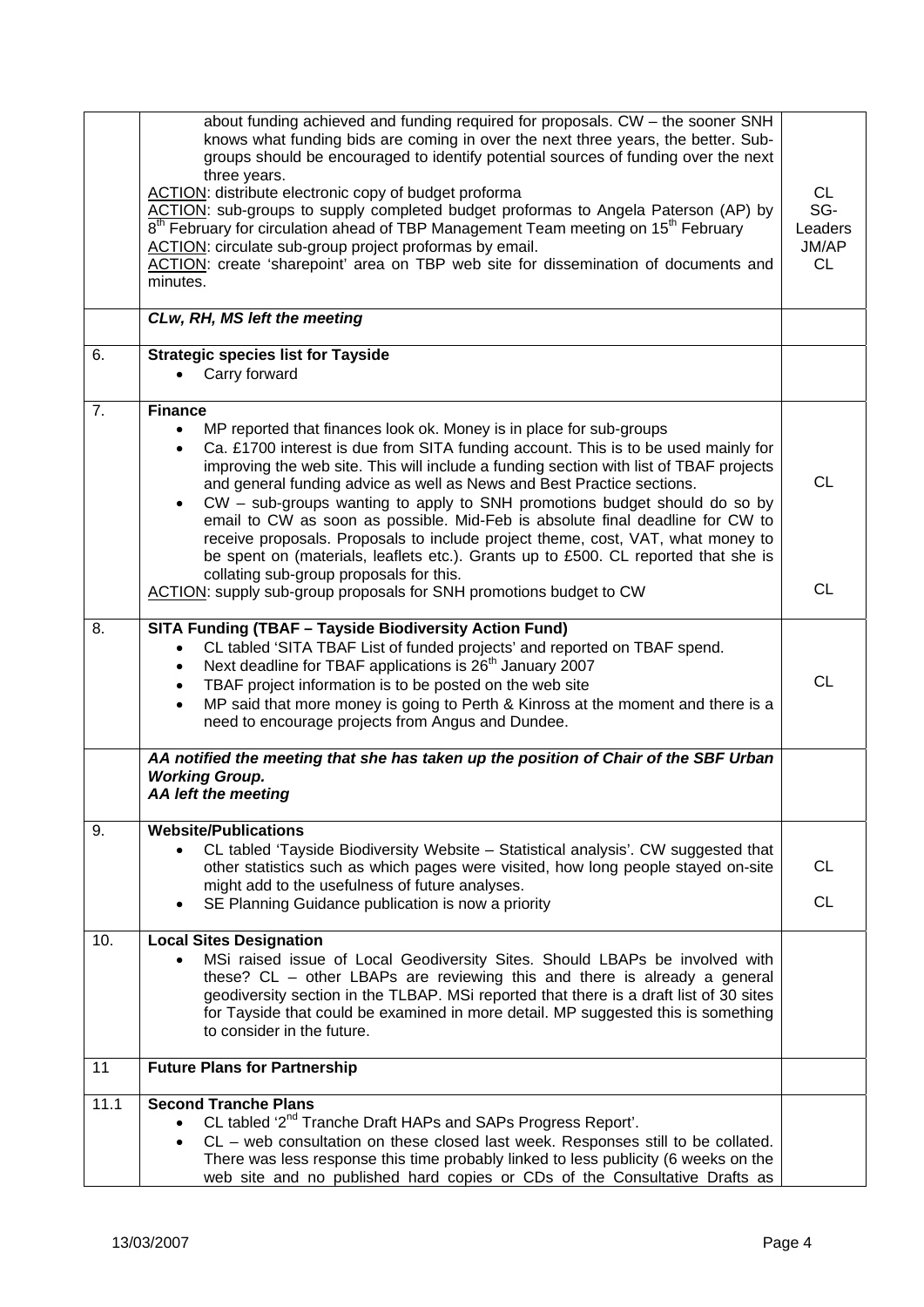| | | |
|---|---|---|
| | about funding achieved and funding required for proposals. CW – the sooner SNH knows what funding bids are coming in over the next three years, the better. Sub-groups should be encouraged to identify potential sources of funding over the next three years.<br>ACTION: distribute electronic copy of budget proforma<br>ACTION: sub-groups to supply completed budget proformas to Angela Paterson (AP) by 8th February for circulation ahead of TBP Management Team meeting on 15th February<br>ACTION: circulate sub-group project proformas by email.<br>ACTION: create 'sharepoint' area on TBP web site for dissemination of documents and minutes. | CL<br>SG-Leaders<br>JM/AP<br>CL |
| | ***CLw, RH, MS left the meeting*** | |
| 6. | **Strategic species list for Tayside**<br>• Carry forward | |
| 7. | **Finance**<br>• MP reported that finances look ok. Money is in place for sub-groups<br>• Ca. £1700 interest is due from SITA funding account. This is to be used mainly for improving the web site. This will include a funding section with list of TBAF projects and general funding advice as well as News and Best Practice sections.<br>• CW – sub-groups wanting to apply to SNH promotions budget should do so by email to CW as soon as possible. Mid-Feb is absolute final deadline for CW to receive proposals. Proposals to include project theme, cost, VAT, what money to be spent on (materials, leaflets etc.). Grants up to £500. CL reported that she is collating sub-group proposals for this.<br>ACTION: supply sub-group proposals for SNH promotions budget to CW | CL<br><br>CL |
| 8. | **SITA Funding (TBAF – Tayside Biodiversity Action Fund)**<br>• CL tabled 'SITA TBAF List of funded projects' and reported on TBAF spend.<br>• Next deadline for TBAF applications is 26th January 2007<br>• TBAF project information is to be posted on the web site<br>• MP said that more money is going to Perth & Kinross at the moment and there is a need to encourage projects from Angus and Dundee. | CL |
| | ***AA notified the meeting that she has taken up the position of Chair of the SBF Urban Working Group.***<br>***AA left the meeting*** | |
| 9. | **Website/Publications**<br>• CL tabled 'Tayside Biodiversity Website – Statistical analysis'. CW suggested that other statistics such as which pages were visited, how long people stayed on-site might add to the usefulness of future analyses.<br>• SE Planning Guidance publication is now a priority | CL<br><br>CL |
| 10. | **Local Sites Designation**<br>• MSi raised issue of Local Geodiversity Sites. Should LBAPs be involved with these? CL – other LBAPs are reviewing this and there is already a general geodiversity section in the TLBAP. MSi reported that there is a draft list of 30 sites for Tayside that could be examined in more detail. MP suggested this is something to consider in the future. | |
| 11 | **Future Plans for Partnership** | |
| 11.1 | **Second Tranche Plans**<br>• CL tabled '2nd Tranche Draft HAPs and SAPs Progress Report'.<br>• CL – web consultation on these closed last week. Responses still to be collated. There was less response this time probably linked to less publicity (6 weeks on the web site and no published hard copies or CDs of the Consultative Drafts as | |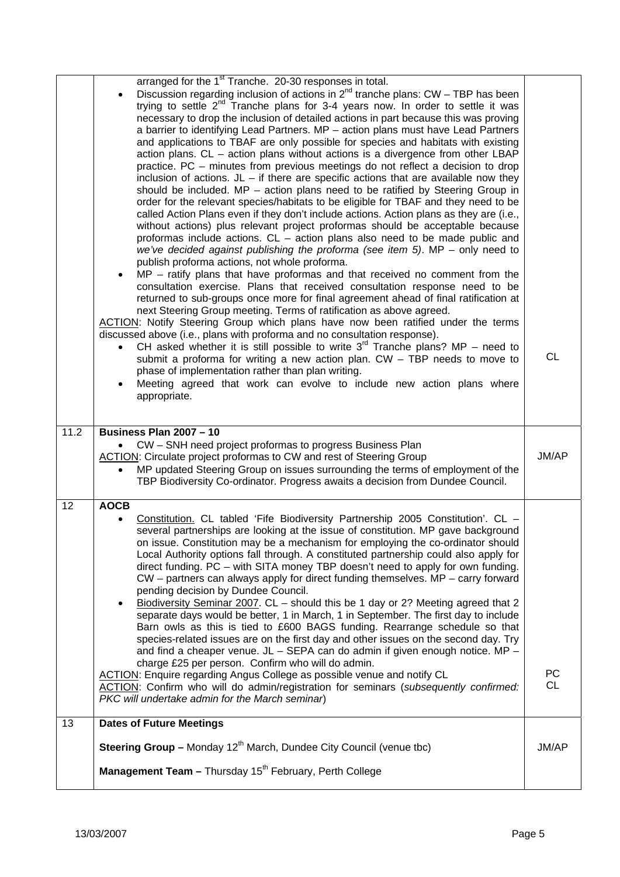| | | |
|---|---|---|
| | arranged for the 1st Tranche. 20-30 responses in total.<br>• Discussion regarding inclusion of actions in 2nd tranche plans: CW – TBP has been trying to settle 2nd Tranche plans for 3-4 years now. In order to settle it was necessary to drop the inclusion of detailed actions in part because this was proving a barrier to identifying Lead Partners. MP – action plans must have Lead Partners and applications to TBAF are only possible for species and habitats with existing action plans. CL – action plans without actions is a divergence from other LBAP practice. PC – minutes from previous meetings do not reflect a decision to drop inclusion of actions. JL – if there are specific actions that are available now they should be included. MP – action plans need to be ratified by Steering Group in order for the relevant species/habitats to be eligible for TBAF and they need to be called Action Plans even if they don't include actions. Action plans as they are (i.e., without actions) plus relevant project proformas should be acceptable because proformas include actions. CL – action plans also need to be made public and *we've decided against publishing the proforma (see item 5)*. MP – only need to publish proforma actions, not whole proforma.<br>• MP – ratify plans that have proformas and that received no comment from the consultation exercise. Plans that received consultation response need to be returned to sub-groups once more for final agreement ahead of final ratification at next Steering Group meeting. Terms of ratification as above agreed.<br><u>ACTION</u>: Notify Steering Group which plans have now been ratified under the terms discussed above (i.e., plans with proforma and no consultation response).<br>• CH asked whether it is still possible to write 3rd Tranche plans? MP – need to submit a proforma for writing a new action plan. CW – TBP needs to move to phase of implementation rather than plan writing.<br>• Meeting agreed that work can evolve to include new action plans where appropriate. | CL |
| 11.2 | **Business Plan 2007 – 10**<br>• CW – SNH need project proformas to progress Business Plan<br><u>ACTION</u>: Circulate project proformas to CW and rest of Steering Group<br>• MP updated Steering Group on issues surrounding the terms of employment of the TBP Biodiversity Co-ordinator. Progress awaits a decision from Dundee Council. | JM/AP |
| 12 | **AOCB**<br>• <u>Constitution.</u> CL tabled 'Fife Biodiversity Partnership 2005 Constitution'. CL – several partnerships are looking at the issue of constitution. MP gave background on issue. Constitution may be a mechanism for employing the co-ordinator should Local Authority options fall through. A constituted partnership could also apply for direct funding. PC – with SITA money TBP doesn't need to apply for own funding. CW – partners can always apply for direct funding themselves. MP – carry forward pending decision by Dundee Council.<br>• <u>Biodiversity Seminar 2007</u>. CL – should this be 1 day or 2? Meeting agreed that 2 separate days would be better, 1 in March, 1 in September. The first day to include Barn owls as this is tied to £600 BAGS funding. Rearrange schedule so that species-related issues are on the first day and other issues on the second day. Try and find a cheaper venue. JL – SEPA can do admin if given enough notice. MP – charge £25 per person. Confirm who will do admin.<br><u>ACTION</u>: Enquire regarding Angus College as possible venue and notify CL<br><u>ACTION</u>: Confirm who will do admin/registration for seminars (*subsequently confirmed: PKC will undertake admin for the March seminar*) | PC<br>CL |
| 13 | **Dates of Future Meetings**<br><br>**Steering Group –** Monday 12th March, Dundee City Council (venue tbc)<br><br>**Management Team –** Thursday 15th February, Perth College | JM/AP |

13/03/2007